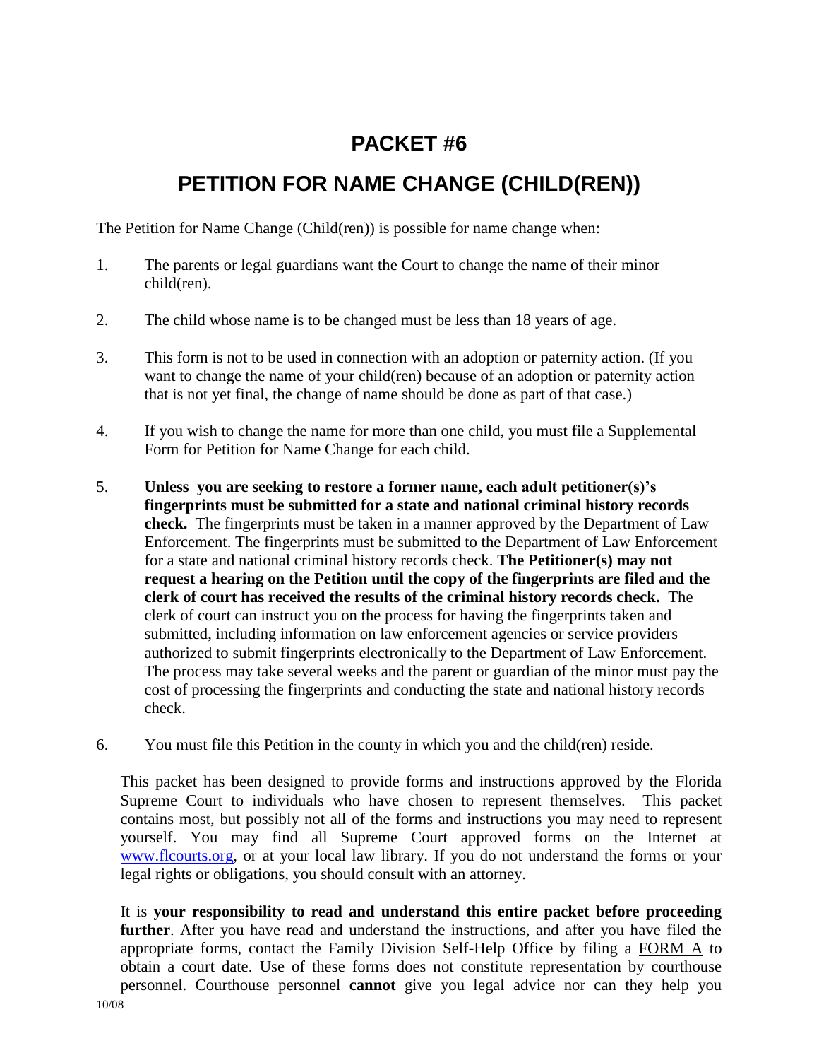# PACKET #6

# PETITION FOR NAME CHANGE (CHILD(REN))

The Petition for Name Change (Child(ren)) is possible for name change when:

1. The parents or legal guardians want the Court to change the name of their minor child(ren).

2. The child whose name is to be changed must be less than 18 years of age.

3. This form is not to be used in connection with an adoption or paternity action. (If you want to change the name of your child(ren) because of an adoption or paternity action that is not yet final, the change of name should be done as part of that case.)

4. If you wish to change the name for more than one child, you must file a Supplemental Form for Petition for Name Change for each child.

5. **Unless you are seeking to restore a former name, each adult petitioner(s)'s fingerprints must be submitted for a state and national criminal history records check.** The fingerprints must be taken in a manner approved by the Department of Law Enforcement. The fingerprints must be submitted to the Department of Law Enforcement for a state and national criminal history records check. **The Petitioner(s) may not request a hearing on the Petition until the copy of the fingerprints are filed and the clerk of court has received the results of the criminal history records check.** The clerk of court can instruct you on the process for having the fingerprints taken and submitted, including information on law enforcement agencies or service providers authorized to submit fingerprints electronically to the Department of Law Enforcement. The process may take several weeks and the parent or guardian of the minor must pay the cost of processing the fingerprints and conducting the state and national history records check.

6. You must file this Petition in the county in which you and the child(ren) reside.

This packet has been designed to provide forms and instructions approved by the Florida Supreme Court to individuals who have chosen to represent themselves. This packet contains most, but possibly not all of the forms and instructions you may need to represent yourself. You may find all Supreme Court approved forms on the Internet at www.flcourts.org, or at your local law library. If you do not understand the forms or your legal rights or obligations, you should consult with an attorney.

It is **your responsibility to read and understand this entire packet before proceeding further**. After you have read and understand the instructions, and after you have filed the appropriate forms, contact the Family Division Self-Help Office by filing a FORM A to obtain a court date. Use of these forms does not constitute representation by courthouse personnel. Courthouse personnel **cannot** give you legal advice nor can they help you

10/08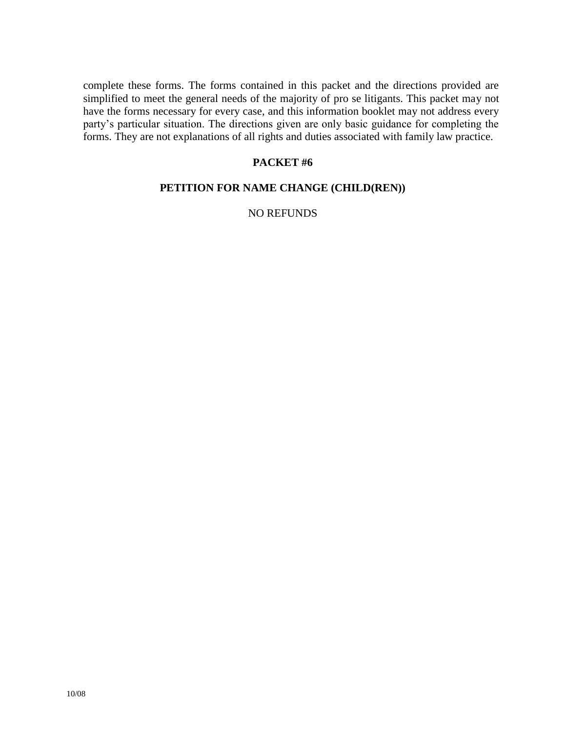complete these forms. The forms contained in this packet and the directions provided are simplified to meet the general needs of the majority of pro se litigants. This packet may not have the forms necessary for every case, and this information booklet may not address every party's particular situation. The directions given are only basic guidance for completing the forms. They are not explanations of all rights and duties associated with family law practice.

**PACKET #6**

**PETITION FOR NAME CHANGE (CHILD(REN))**

NO REFUNDS

10/08